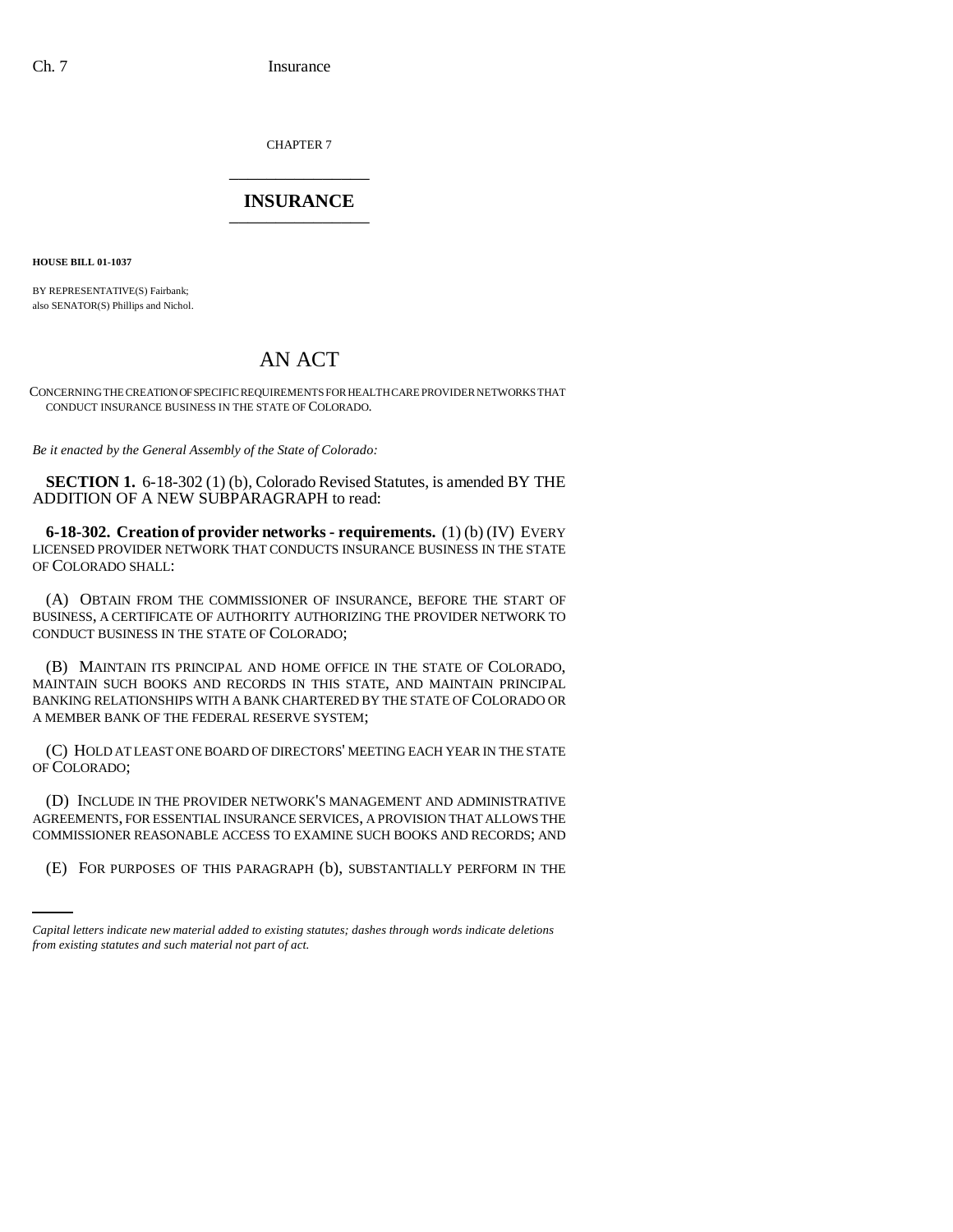CHAPTER 7

## INSURANCE

**HOUSE BILL 01-1037**

BY REPRESENTATIVE(S) Fairbank;
also SENATOR(S) Phillips and Nichol.

# AN ACT

CONCERNING THE CREATION OF SPECIFIC REQUIREMENTS FOR HEALTH CARE PROVIDER NETWORKS THAT CONDUCT INSURANCE BUSINESS IN THE STATE OF COLORADO.

*Be it enacted by the General Assembly of the State of Colorado:*

**SECTION 1.** 6-18-302 (1) (b), Colorado Revised Statutes, is amended BY THE ADDITION OF A NEW SUBPARAGRAPH to read:

**6-18-302. Creation of provider networks - requirements.** (1) (b) (IV) EVERY LICENSED PROVIDER NETWORK THAT CONDUCTS INSURANCE BUSINESS IN THE STATE OF COLORADO SHALL:

(A) OBTAIN FROM THE COMMISSIONER OF INSURANCE, BEFORE THE START OF BUSINESS, A CERTIFICATE OF AUTHORITY AUTHORIZING THE PROVIDER NETWORK TO CONDUCT BUSINESS IN THE STATE OF COLORADO;

(B) MAINTAIN ITS PRINCIPAL AND HOME OFFICE IN THE STATE OF COLORADO, MAINTAIN SUCH BOOKS AND RECORDS IN THIS STATE, AND MAINTAIN PRINCIPAL BANKING RELATIONSHIPS WITH A BANK CHARTERED BY THE STATE OF COLORADO OR A MEMBER BANK OF THE FEDERAL RESERVE SYSTEM;

(C) HOLD AT LEAST ONE BOARD OF DIRECTORS' MEETING EACH YEAR IN THE STATE OF COLORADO;

(D) INCLUDE IN THE PROVIDER NETWORK'S MANAGEMENT AND ADMINISTRATIVE AGREEMENTS, FOR ESSENTIAL INSURANCE SERVICES, A PROVISION THAT ALLOWS THE COMMISSIONER REASONABLE ACCESS TO EXAMINE SUCH BOOKS AND RECORDS; AND

(E) FOR PURPOSES OF THIS PARAGRAPH (b), SUBSTANTIALLY PERFORM IN THE

*Capital letters indicate new material added to existing statutes; dashes through words indicate deletions from existing statutes and such material not part of act.*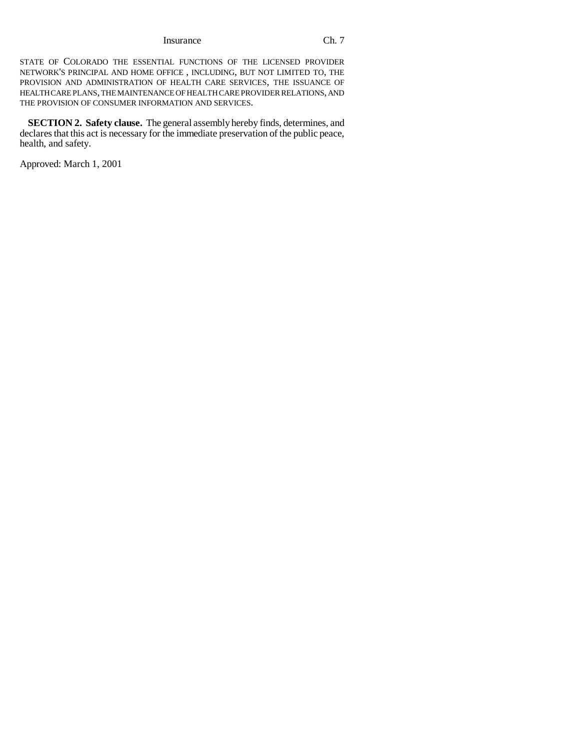STATE OF COLORADO THE ESSENTIAL FUNCTIONS OF THE LICENSED PROVIDER NETWORK'S PRINCIPAL AND HOME OFFICE , INCLUDING, BUT NOT LIMITED TO, THE PROVISION AND ADMINISTRATION OF HEALTH CARE SERVICES, THE ISSUANCE OF HEALTH CARE PLANS, THE MAINTENANCE OF HEALTH CARE PROVIDER RELATIONS, AND THE PROVISION OF CONSUMER INFORMATION AND SERVICES.

**SECTION 2. Safety clause.** The general assembly hereby finds, determines, and declares that this act is necessary for the immediate preservation of the public peace, health, and safety.

Approved: March 1, 2001